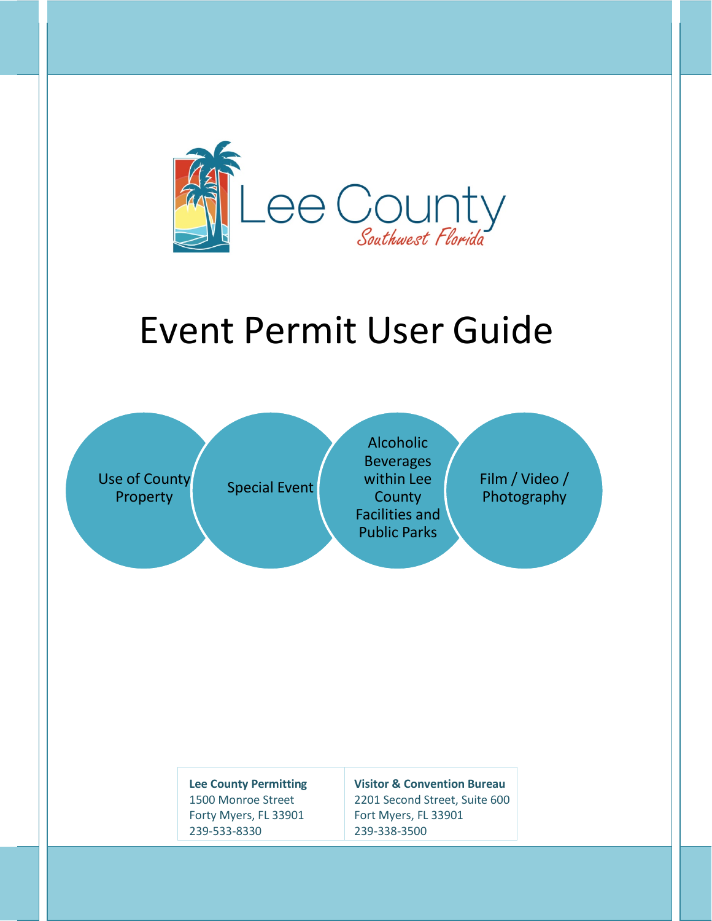Lee County

*Southwest Florida*

# Event Permit User Guide

- Use of County Property
- Special Event
- Alcoholic Beverages within Lee County Facilities and Public Parks
- Film / Video / Photography

| **Lee County Permitting** | **Visitor & Convention Bureau** |
| --- | --- |
| 1500 Monroe Street | 2201 Second Street, Suite 600 |
| Forty Myers, FL 33901 | Fort Myers, FL 33901 |
| 239-533-8330 | 239-338-3500 |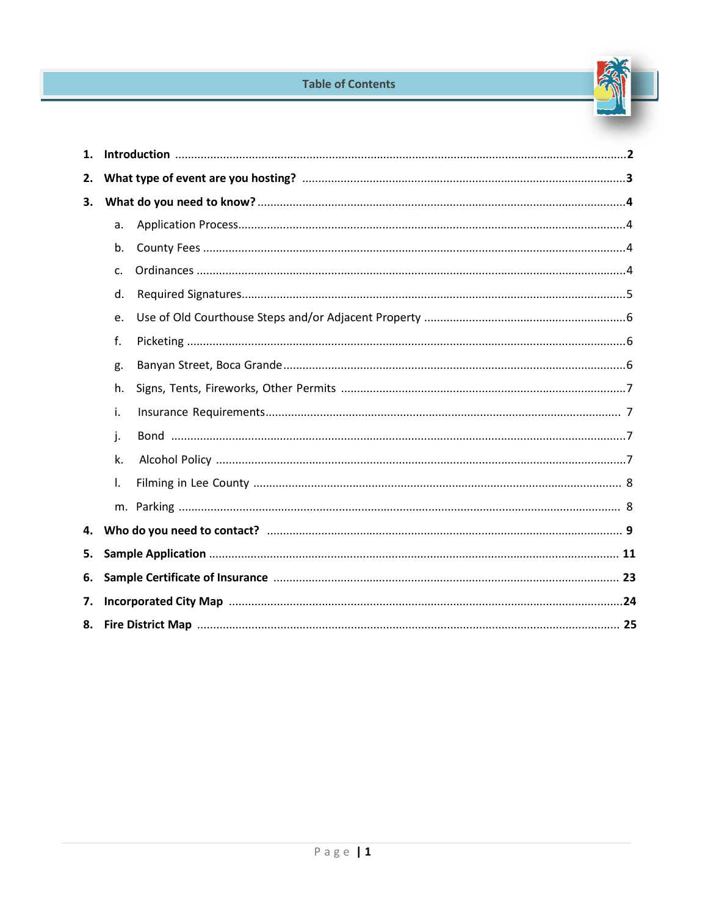# Table of Contents

1. **Introduction** .......... **2**
2. **What type of event are you hosting?** .......... **3**
3. **What do you need to know?** .......... **4**
    a. Application Process .......... 4
    b. County Fees .......... 4
    c. Ordinances .......... 4
    d. Required Signatures .......... 5
    e. Use of Old Courthouse Steps and/or Adjacent Property .......... 6
    f. Picketing .......... 6
    g. Banyan Street, Boca Grande .......... 6
    h. Signs, Tents, Fireworks, Other Permits .......... 7
    i. Insurance Requirements .......... 7
    j. Bond .......... 7
    k. Alcohol Policy .......... 7
    l. Filming in Lee County .......... 8
    m. Parking .......... 8
4. **Who do you need to contact?** .......... **9**
5. **Sample Application** .......... **11**
6. **Sample Certificate of Insurance** .......... **23**
7. **Incorporated City Map** .......... **24**
8. **Fire District Map** .......... **25**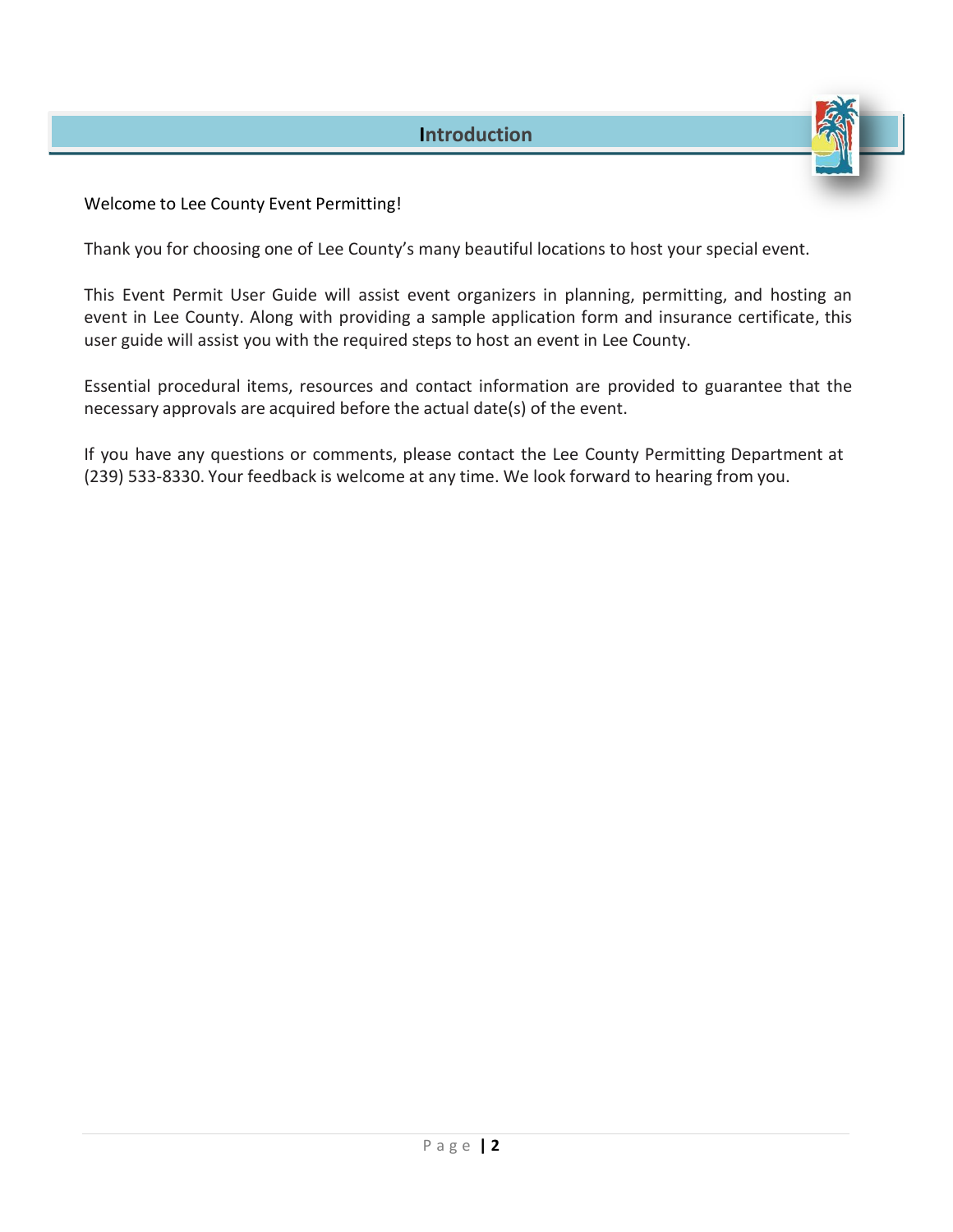## Introduction

Welcome to Lee County Event Permitting!

Thank you for choosing one of Lee County's many beautiful locations to host your special event.

This Event Permit User Guide will assist event organizers in planning, permitting, and hosting an event in Lee County. Along with providing a sample application form and insurance certificate, this user guide will assist you with the required steps to host an event in Lee County.

Essential procedural items, resources and contact information are provided to guarantee that the necessary approvals are acquired before the actual date(s) of the event.

If you have any questions or comments, please contact the Lee County Permitting Department at (239) 533-8330. Your feedback is welcome at any time. We look forward to hearing from you.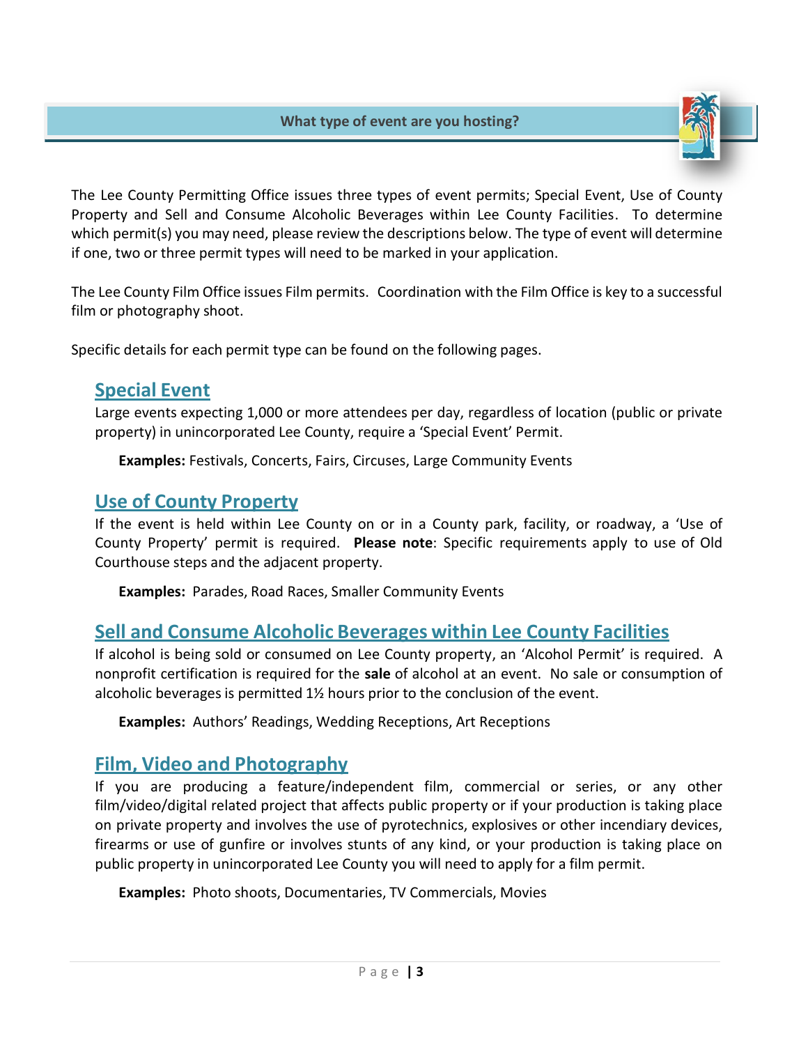## What type of event are you hosting?

The Lee County Permitting Office issues three types of event permits; Special Event, Use of County Property and Sell and Consume Alcoholic Beverages within Lee County Facilities. To determine which permit(s) you may need, please review the descriptions below. The type of event will determine if one, two or three permit types will need to be marked in your application.

The Lee County Film Office issues Film permits. Coordination with the Film Office is key to a successful film or photography shoot.

Specific details for each permit type can be found on the following pages.

### Special Event

Large events expecting 1,000 or more attendees per day, regardless of location (public or private property) in unincorporated Lee County, require a 'Special Event' Permit.

**Examples:** Festivals, Concerts, Fairs, Circuses, Large Community Events

### Use of County Property

If the event is held within Lee County on or in a County park, facility, or roadway, a 'Use of County Property' permit is required. **Please note**: Specific requirements apply to use of Old Courthouse steps and the adjacent property.

**Examples:** Parades, Road Races, Smaller Community Events

### Sell and Consume Alcoholic Beverages within Lee County Facilities

If alcohol is being sold or consumed on Lee County property, an 'Alcohol Permit' is required. A nonprofit certification is required for the **sale** of alcohol at an event. No sale or consumption of alcoholic beverages is permitted 1½ hours prior to the conclusion of the event.

**Examples:** Authors' Readings, Wedding Receptions, Art Receptions

### Film, Video and Photography

If you are producing a feature/independent film, commercial or series, or any other film/video/digital related project that affects public property or if your production is taking place on private property and involves the use of pyrotechnics, explosives or other incendiary devices, firearms or use of gunfire or involves stunts of any kind, or your production is taking place on public property in unincorporated Lee County you will need to apply for a film permit.

**Examples:** Photo shoots, Documentaries, TV Commercials, Movies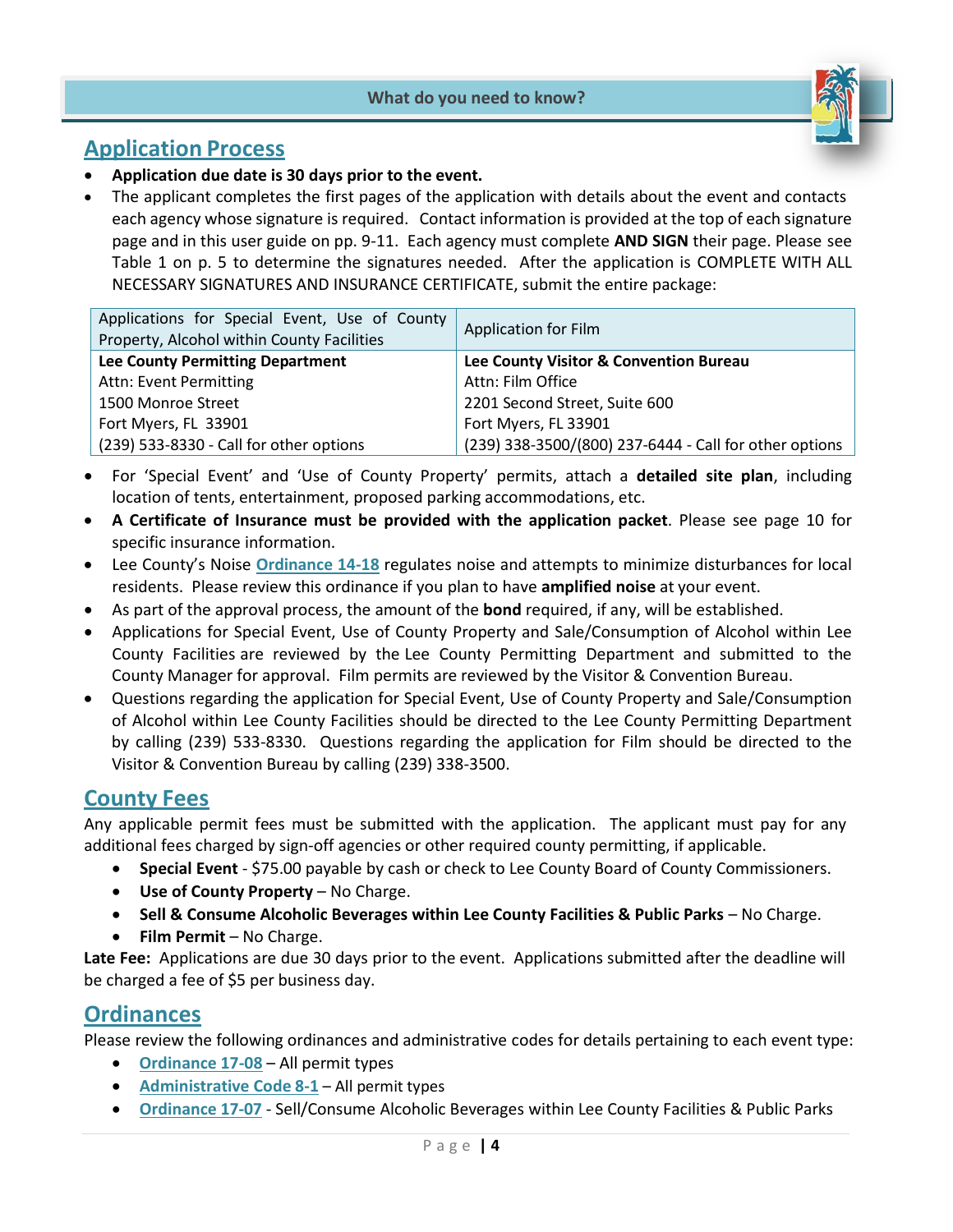# What do you need to know?

## Application Process

- **Application due date is 30 days prior to the event.**
- The applicant completes the first pages of the application with details about the event and contacts each agency whose signature is required. Contact information is provided at the top of each signature page and in this user guide on pp. 9-11. Each agency must complete **AND SIGN** their page. Please see Table 1 on p. 5 to determine the signatures needed. After the application is COMPLETE WITH ALL NECESSARY SIGNATURES AND INSURANCE CERTIFICATE, submit the entire package:

| Applications for Special Event, Use of County Property, Alcohol within County Facilities | Application for Film |
|---|---|
| **Lee County Permitting Department**<br>Attn: Event Permitting<br>1500 Monroe Street<br>Fort Myers, FL 33901<br>(239) 533-8330 - Call for other options | **Lee County Visitor & Convention Bureau**<br>Attn: Film Office<br>2201 Second Street, Suite 600<br>Fort Myers, FL 33901<br>(239) 338-3500/(800) 237-6444 - Call for other options |

- For 'Special Event' and 'Use of County Property' permits, attach a **detailed site plan**, including location of tents, entertainment, proposed parking accommodations, etc.
- **A Certificate of Insurance must be provided with the application packet**. Please see page 10 for specific insurance information.
- Lee County's Noise **Ordinance 14-18** regulates noise and attempts to minimize disturbances for local residents. Please review this ordinance if you plan to have **amplified noise** at your event.
- As part of the approval process, the amount of the **bond** required, if any, will be established.
- Applications for Special Event, Use of County Property and Sale/Consumption of Alcohol within Lee County Facilities are reviewed by the Lee County Permitting Department and submitted to the County Manager for approval. Film permits are reviewed by the Visitor & Convention Bureau.
- Questions regarding the application for Special Event, Use of County Property and Sale/Consumption of Alcohol within Lee County Facilities should be directed to the Lee County Permitting Department by calling (239) 533-8330. Questions regarding the application for Film should be directed to the Visitor & Convention Bureau by calling (239) 338-3500.

## County Fees

Any applicable permit fees must be submitted with the application. The applicant must pay for any additional fees charged by sign-off agencies or other required county permitting, if applicable.

- **Special Event** - $75.00 payable by cash or check to Lee County Board of County Commissioners.
- **Use of County Property** – No Charge.
- **Sell & Consume Alcoholic Beverages within Lee County Facilities & Public Parks** – No Charge.
- **Film Permit** – No Charge.

**Late Fee:** Applications are due 30 days prior to the event. Applications submitted after the deadline will be charged a fee of $5 per business day.

## Ordinances

Please review the following ordinances and administrative codes for details pertaining to each event type:

- **Ordinance 17-08** – All permit types
- **Administrative Code 8-1** – All permit types
- **Ordinance 17-07** - Sell/Consume Alcoholic Beverages within Lee County Facilities & Public Parks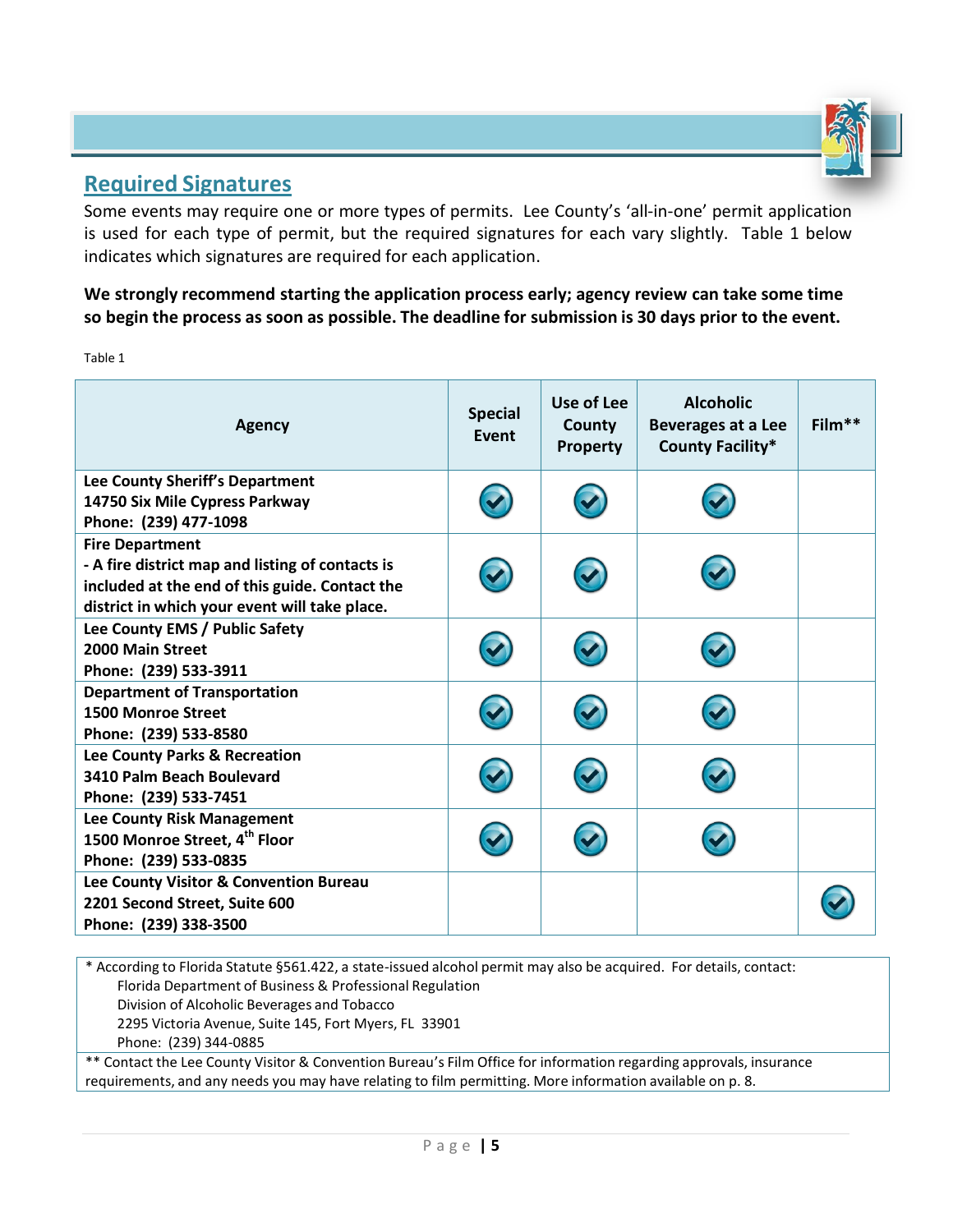## Required Signatures

Some events may require one or more types of permits. Lee County's 'all-in-one' permit application is used for each type of permit, but the required signatures for each vary slightly. Table 1 below indicates which signatures are required for each application.

**We strongly recommend starting the application process early; agency review can take some time so begin the process as soon as possible. The deadline for submission is 30 days prior to the event.**

Table 1

| Agency | Special Event | Use of Lee County Property | Alcoholic Beverages at a Lee County Facility* | Film** |
|---|---|---|---|---|
| **Lee County Sheriff's Department**<br>**14750 Six Mile Cypress Parkway**<br>**Phone: (239) 477-1098** | ✓ | ✓ | ✓ | |
| **Fire Department**<br>**- A fire district map and listing of contacts is included at the end of this guide. Contact the district in which your event will take place.** | ✓ | ✓ | ✓ | |
| **Lee County EMS / Public Safety**<br>**2000 Main Street**<br>**Phone: (239) 533-3911** | ✓ | ✓ | ✓ | |
| **Department of Transportation**<br>**1500 Monroe Street**<br>**Phone: (239) 533-8580** | ✓ | ✓ | ✓ | |
| **Lee County Parks & Recreation**<br>**3410 Palm Beach Boulevard**<br>**Phone: (239) 533-7451** | ✓ | ✓ | ✓ | |
| **Lee County Risk Management**<br>**1500 Monroe Street, 4th Floor**<br>**Phone: (239) 533-0835** | ✓ | ✓ | ✓ | |
| **Lee County Visitor & Convention Bureau**<br>**2201 Second Street, Suite 600**<br>**Phone: (239) 338-3500** | | | | ✓ |

* According to Florida Statute §561.422, a state-issued alcohol permit may also be acquired. For details, contact:
Florida Department of Business & Professional Regulation
Division of Alcoholic Beverages and Tobacco
2295 Victoria Avenue, Suite 145, Fort Myers, FL 33901
Phone: (239) 344-0885

** Contact the Lee County Visitor & Convention Bureau's Film Office for information regarding approvals, insurance requirements, and any needs you may have relating to film permitting. More information available on p. 8.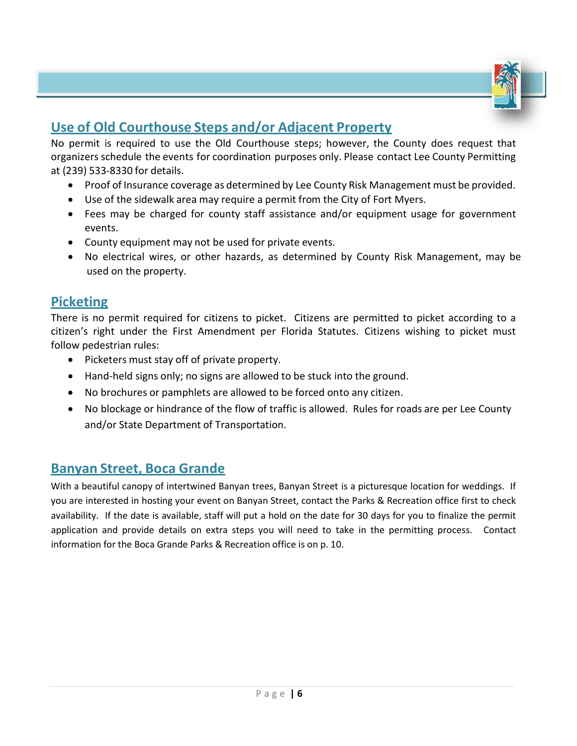## Use of Old Courthouse Steps and/or Adjacent Property

No permit is required to use the Old Courthouse steps; however, the County does request that organizers schedule the events for coordination purposes only. Please contact Lee County Permitting at (239) 533-8330 for details.

- Proof of Insurance coverage as determined by Lee County Risk Management must be provided.
- Use of the sidewalk area may require a permit from the City of Fort Myers.
- Fees may be charged for county staff assistance and/or equipment usage for government events.
- County equipment may not be used for private events.
- No electrical wires, or other hazards, as determined by County Risk Management, may be used on the property.

## Picketing

There is no permit required for citizens to picket. Citizens are permitted to picket according to a citizen's right under the First Amendment per Florida Statutes. Citizens wishing to picket must follow pedestrian rules:

- Picketers must stay off of private property.
- Hand-held signs only; no signs are allowed to be stuck into the ground.
- No brochures or pamphlets are allowed to be forced onto any citizen.
- No blockage or hindrance of the flow of traffic is allowed. Rules for roads are per Lee County and/or State Department of Transportation.

## Banyan Street, Boca Grande

With a beautiful canopy of intertwined Banyan trees, Banyan Street is a picturesque location for weddings. If you are interested in hosting your event on Banyan Street, contact the Parks & Recreation office first to check availability. If the date is available, staff will put a hold on the date for 30 days for you to finalize the permit application and provide details on extra steps you will need to take in the permitting process. Contact information for the Boca Grande Parks & Recreation office is on p. 10.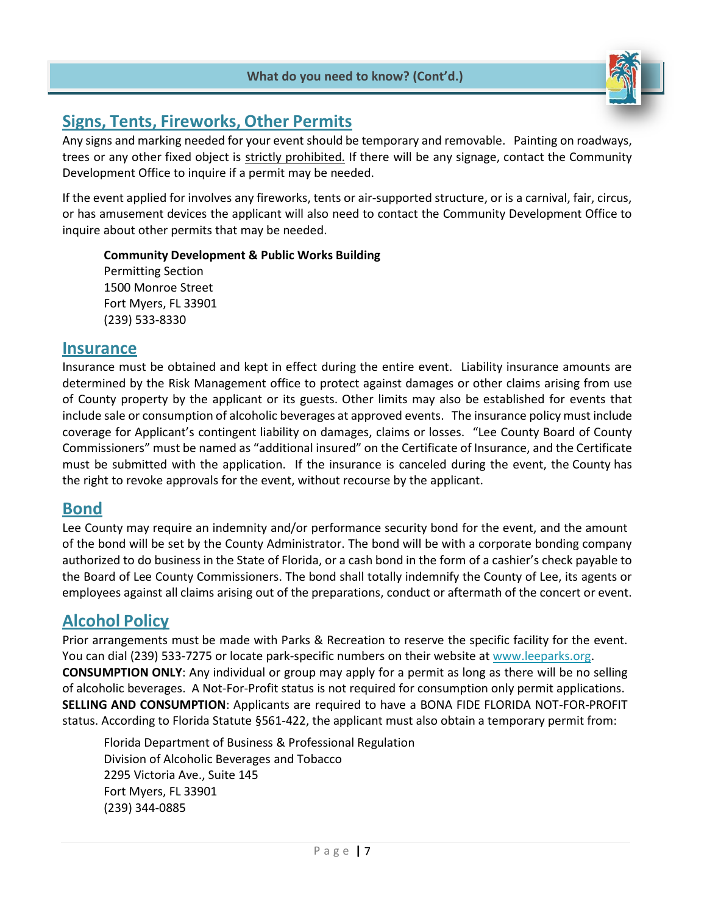## Signs, Tents, Fireworks, Other Permits

Any signs and marking needed for your event should be temporary and removable. Painting on roadways, trees or any other fixed object is strictly prohibited. If there will be any signage, contact the Community Development Office to inquire if a permit may be needed.

If the event applied for involves any fireworks, tents or air-supported structure, or is a carnival, fair, circus, or has amusement devices the applicant will also need to contact the Community Development Office to inquire about other permits that may be needed.

> **Community Development & Public Works Building**
> Permitting Section
> 1500 Monroe Street
> Fort Myers, FL 33901
> (239) 533-8330

## Insurance

Insurance must be obtained and kept in effect during the entire event. Liability insurance amounts are determined by the Risk Management office to protect against damages or other claims arising from use of County property by the applicant or its guests. Other limits may also be established for events that include sale or consumption of alcoholic beverages at approved events. The insurance policy must include coverage for Applicant's contingent liability on damages, claims or losses. "Lee County Board of County Commissioners" must be named as "additional insured" on the Certificate of Insurance, and the Certificate must be submitted with the application. If the insurance is canceled during the event, the County has the right to revoke approvals for the event, without recourse by the applicant.

## Bond

Lee County may require an indemnity and/or performance security bond for the event, and the amount of the bond will be set by the County Administrator. The bond will be with a corporate bonding company authorized to do business in the State of Florida, or a cash bond in the form of a cashier's check payable to the Board of Lee County Commissioners. The bond shall totally indemnify the County of Lee, its agents or employees against all claims arising out of the preparations, conduct or aftermath of the concert or event.

## Alcohol Policy

Prior arrangements must be made with Parks & Recreation to reserve the specific facility for the event. You can dial (239) 533-7275 or locate park-specific numbers on their website at www.leeparks.org.
**CONSUMPTION ONLY**: Any individual or group may apply for a permit as long as there will be no selling of alcoholic beverages. A Not-For-Profit status is not required for consumption only permit applications.
**SELLING AND CONSUMPTION**: Applicants are required to have a BONA FIDE FLORIDA NOT-FOR-PROFIT status. According to Florida Statute §561-422, the applicant must also obtain a temporary permit from:

> Florida Department of Business & Professional Regulation
> Division of Alcoholic Beverages and Tobacco
> 2295 Victoria Ave., Suite 145
> Fort Myers, FL 33901
> (239) 344-0885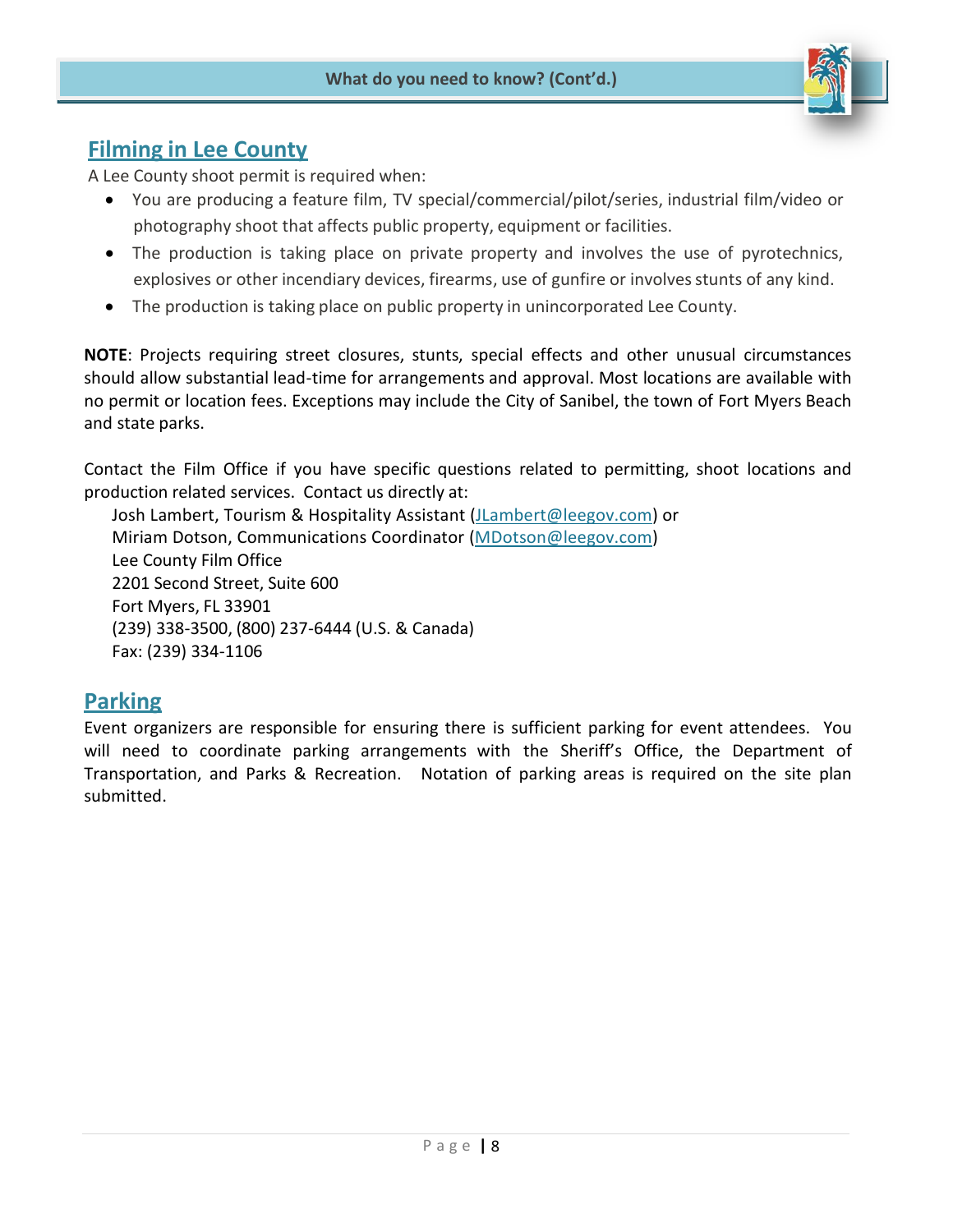## Filming in Lee County

A Lee County shoot permit is required when:

- You are producing a feature film, TV special/commercial/pilot/series, industrial film/video or photography shoot that affects public property, equipment or facilities.
- The production is taking place on private property and involves the use of pyrotechnics, explosives or other incendiary devices, firearms, use of gunfire or involves stunts of any kind.
- The production is taking place on public property in unincorporated Lee County.

**NOTE**: Projects requiring street closures, stunts, special effects and other unusual circumstances should allow substantial lead-time for arrangements and approval. Most locations are available with no permit or location fees. Exceptions may include the City of Sanibel, the town of Fort Myers Beach and state parks.

Contact the Film Office if you have specific questions related to permitting, shoot locations and production related services. Contact us directly at:

Josh Lambert, Tourism & Hospitality Assistant (JLambert@leegov.com) or
Miriam Dotson, Communications Coordinator (MDotson@leegov.com)
Lee County Film Office
2201 Second Street, Suite 600
Fort Myers, FL 33901
(239) 338-3500, (800) 237-6444 (U.S. & Canada)
Fax: (239) 334-1106

## Parking

Event organizers are responsible for ensuring there is sufficient parking for event attendees. You will need to coordinate parking arrangements with the Sheriff's Office, the Department of Transportation, and Parks & Recreation. Notation of parking areas is required on the site plan submitted.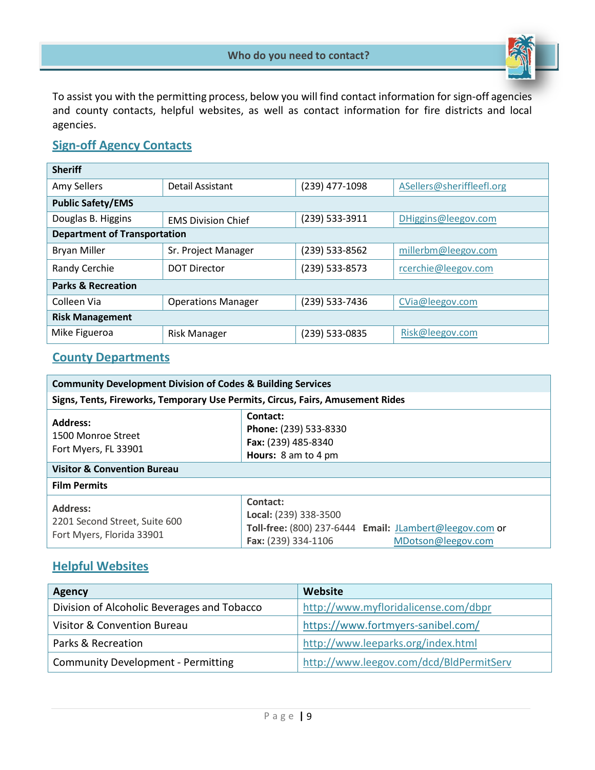## Who do you need to contact?

To assist you with the permitting process, below you will find contact information for sign-off agencies and county contacts, helpful websites, as well as contact information for fire districts and local agencies.

## Sign-off Agency Contacts

| **Sheriff** | | | |
|---|---|---|---|
| Amy Sellers | Detail Assistant | (239) 477-1098 | ASellers@sheriffleefl.org |
| **Public Safety/EMS** | | | |
| Douglas B. Higgins | EMS Division Chief | (239) 533-3911 | DHiggins@leegov.com |
| **Department of Transportation** | | | |
| Bryan Miller | Sr. Project Manager | (239) 533-8562 | millerbm@leegov.com |
| Randy Cerchie | DOT Director | (239) 533-8573 | rcerchie@leegov.com |
| **Parks & Recreation** | | | |
| Colleen Via | Operations Manager | (239) 533-7436 | CVia@leegov.com |
| **Risk Management** | | | |
| Mike Figueroa | Risk Manager | (239) 533-0835 | Risk@leegov.com |

## County Departments

| **Community Development Division of Codes & Building Services** | |
|---|---|
| **Signs, Tents, Fireworks, Temporary Use Permits, Circus, Fairs, Amusement Rides** | |
| **Address:**<br>1500 Monroe Street<br>Fort Myers, FL 33901 | **Contact:**<br>**Phone:** (239) 533-8330<br>**Fax:** (239) 485-8340<br>**Hours:** 8 am to 4 pm |
| **Visitor & Convention Bureau** | |
| **Film Permits** | |
| **Address:**<br>2201 Second Street, Suite 600<br>Fort Myers, Florida 33901 | **Contact:**<br>**Local:** (239) 338-3500<br>**Toll-free:** (800) 237-6444 **Email:** JLambert@leegov.com or MDotson@leegov.com<br>**Fax:** (239) 334-1106 |

## Helpful Websites

| Agency | Website |
|---|---|
| Division of Alcoholic Beverages and Tobacco | http://www.myfloridalicense.com/dbpr |
| Visitor & Convention Bureau | https://www.fortmyers-sanibel.com/ |
| Parks & Recreation | http://www.leeparks.org/index.html |
| Community Development - Permitting | http://www.leegov.com/dcd/BldPermitServ |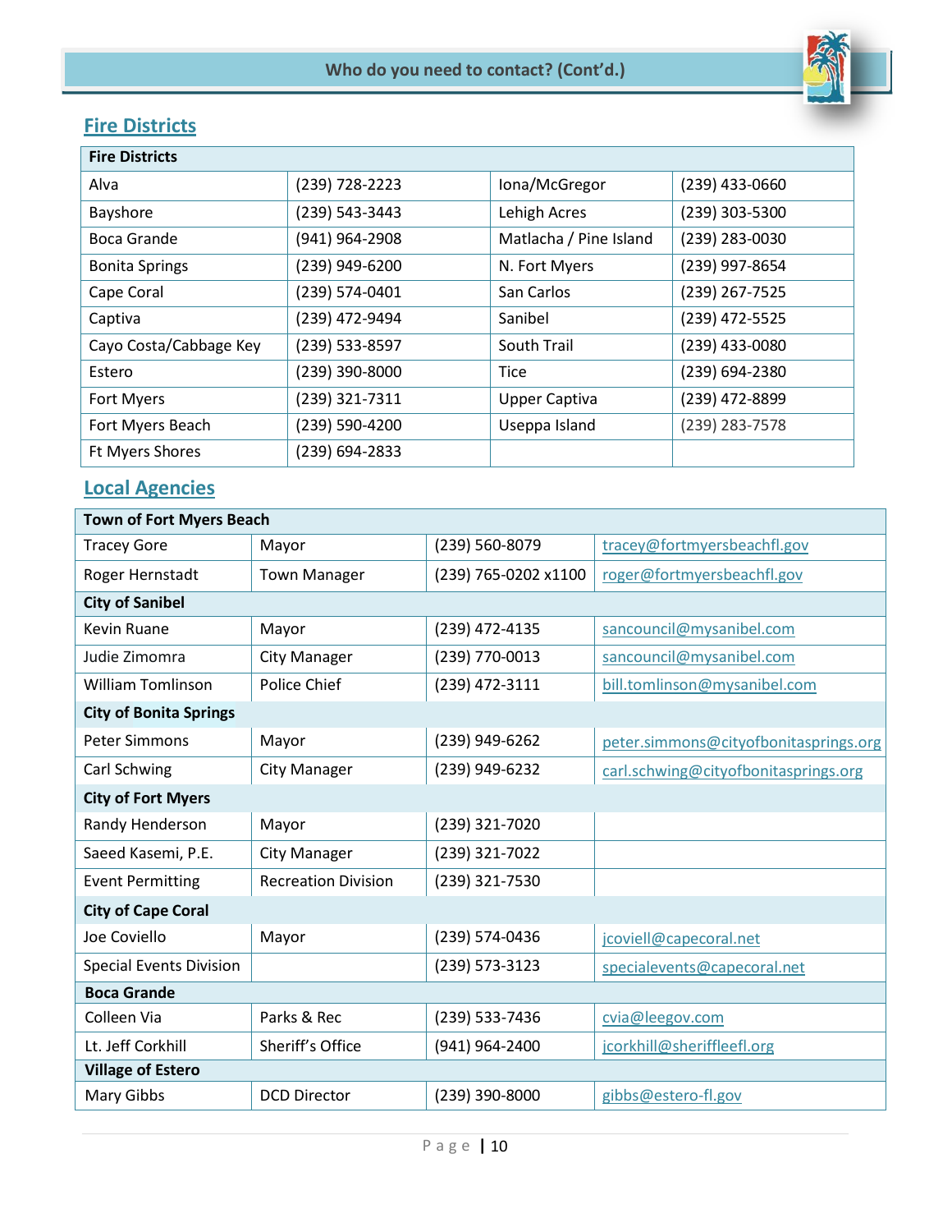Who do you need to contact? (Cont'd.)

## Fire Districts

| Fire Districts | | | |
|---|---|---|---|
| Alva | (239) 728-2223 | Iona/McGregor | (239) 433-0660 |
| Bayshore | (239) 543-3443 | Lehigh Acres | (239) 303-5300 |
| Boca Grande | (941) 964-2908 | Matlacha / Pine Island | (239) 283-0030 |
| Bonita Springs | (239) 949-6200 | N. Fort Myers | (239) 997-8654 |
| Cape Coral | (239) 574-0401 | San Carlos | (239) 267-7525 |
| Captiva | (239) 472-9494 | Sanibel | (239) 472-5525 |
| Cayo Costa/Cabbage Key | (239) 533-8597 | South Trail | (239) 433-0080 |
| Estero | (239) 390-8000 | Tice | (239) 694-2380 |
| Fort Myers | (239) 321-7311 | Upper Captiva | (239) 472-8899 |
| Fort Myers Beach | (239) 590-4200 | Useppa Island | (239) 283-7578 |
| Ft Myers Shores | (239) 694-2833 | | |

## Local Agencies

| | | | |
|---|---|---|---|
| **Town of Fort Myers Beach** | | | |
| Tracey Gore | Mayor | (239) 560-8079 | tracey@fortmyersbeachfl.gov |
| Roger Hernstadt | Town Manager | (239) 765-0202 x1100 | roger@fortmyersbeachfl.gov |
| **City of Sanibel** | | | |
| Kevin Ruane | Mayor | (239) 472-4135 | sancouncil@mysanibel.com |
| Judie Zimomra | City Manager | (239) 770-0013 | sancouncil@mysanibel.com |
| William Tomlinson | Police Chief | (239) 472-3111 | bill.tomlinson@mysanibel.com |
| **City of Bonita Springs** | | | |
| Peter Simmons | Mayor | (239) 949-6262 | peter.simmons@cityofbonitasprings.org |
| Carl Schwing | City Manager | (239) 949-6232 | carl.schwing@cityofbonitasprings.org |
| **City of Fort Myers** | | | |
| Randy Henderson | Mayor | (239) 321-7020 | |
| Saeed Kasemi, P.E. | City Manager | (239) 321-7022 | |
| Event Permitting | Recreation Division | (239) 321-7530 | |
| **City of Cape Coral** | | | |
| Joe Coviello | Mayor | (239) 574-0436 | jcoviell@capecoral.net |
| Special Events Division | | (239) 573-3123 | specialevents@capecoral.net |
| **Boca Grande** | | | |
| Colleen Via | Parks & Rec | (239) 533-7436 | cvia@leegov.com |
| Lt. Jeff Corkhill | Sheriff's Office | (941) 964-2400 | jcorkhill@sheriffleefl.org |
| **Village of Estero** | | | |
| Mary Gibbs | DCD Director | (239) 390-8000 | gibbs@estero-fl.gov |